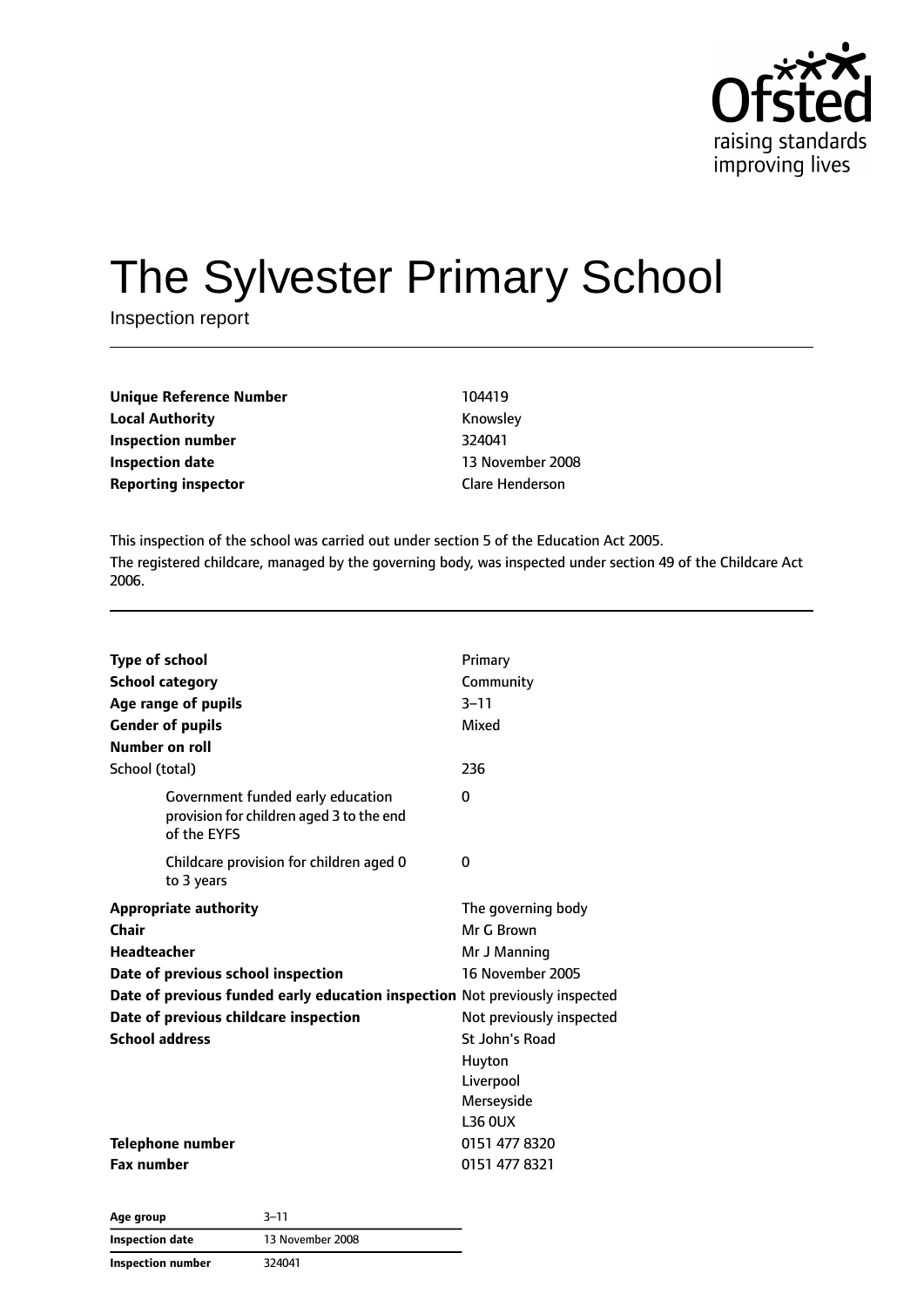# The Sylvester Primary School

Inspection report

| | |
|---|---|
| **Unique Reference Number** | 104419 |
| **Local Authority** | Knowsley |
| **Inspection number** | 324041 |
| **Inspection date** | 13 November 2008 |
| **Reporting inspector** | Clare Henderson |

This inspection of the school was carried out under section 5 of the Education Act 2005.

The registered childcare, managed by the governing body, was inspected under section 49 of the Childcare Act 2006.

| | |
|---|---|
| **Type of school** | Primary |
| **School category** | Community |
| **Age range of pupils** | 3–11 |
| **Gender of pupils** | Mixed |
| **Number on roll** | |
| School (total) | 236 |
| Government funded early education provision for children aged 3 to the end of the EYFS | 0 |
| Childcare provision for children aged 0 to 3 years | 0 |
| **Appropriate authority** | The governing body |
| **Chair** | Mr G Brown |
| **Headteacher** | Mr J Manning |
| **Date of previous school inspection** | 16 November 2005 |
| **Date of previous funded early education inspection** | Not previously inspected |
| **Date of previous childcare inspection** | Not previously inspected |
| **School address** | St John's Road<br>Huyton<br>Liverpool<br>Merseyside<br>L36 0UX |
| **Telephone number** | 0151 477 8320 |
| **Fax number** | 0151 477 8321 |

| | |
|---|---|
| **Age group** | 3–11 |
| **Inspection date** | 13 November 2008 |
| **Inspection number** | 324041 |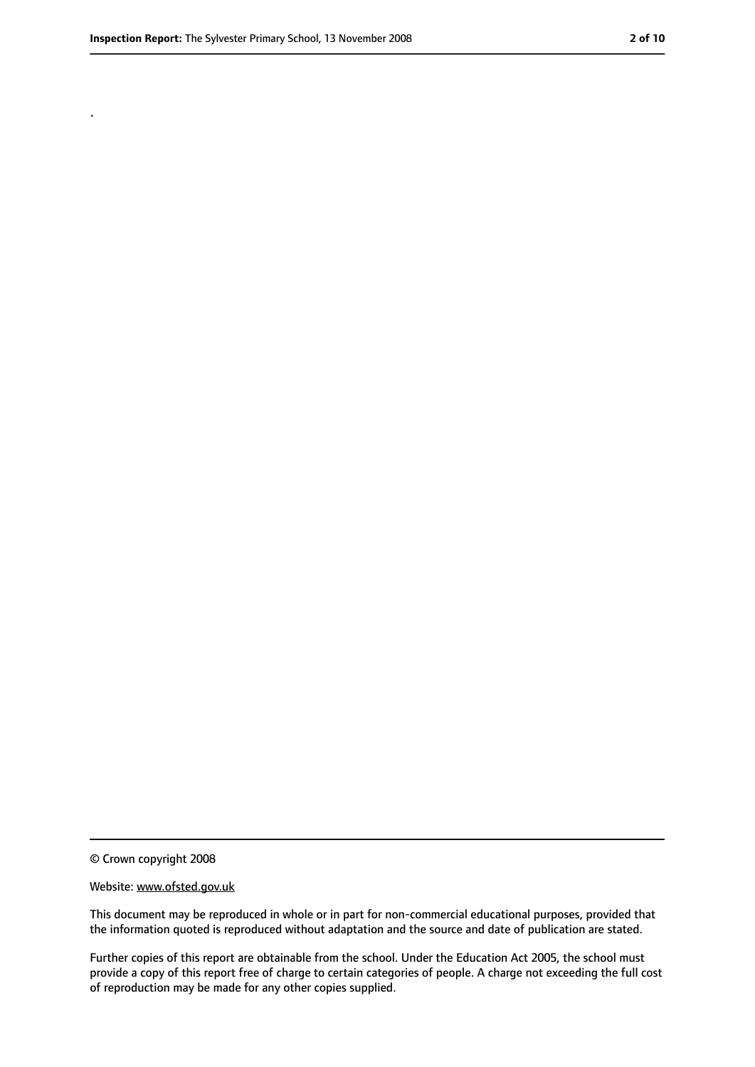.

© Crown copyright 2008

Website: www.ofsted.gov.uk

This document may be reproduced in whole or in part for non-commercial educational purposes, provided that the information quoted is reproduced without adaptation and the source and date of publication are stated.

Further copies of this report are obtainable from the school. Under the Education Act 2005, the school must provide a copy of this report free of charge to certain categories of people. A charge not exceeding the full cost of reproduction may be made for any other copies supplied.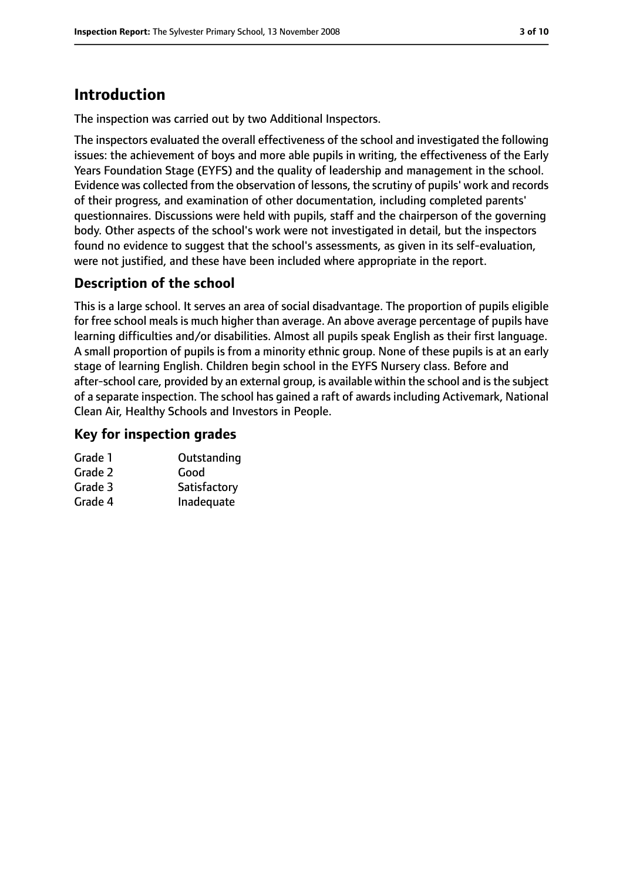# Introduction

The inspection was carried out by two Additional Inspectors.

The inspectors evaluated the overall effectiveness of the school and investigated the following issues: the achievement of boys and more able pupils in writing, the effectiveness of the Early Years Foundation Stage (EYFS) and the quality of leadership and management in the school. Evidence was collected from the observation of lessons, the scrutiny of pupils' work and records of their progress, and examination of other documentation, including completed parents' questionnaires. Discussions were held with pupils, staff and the chairperson of the governing body. Other aspects of the school's work were not investigated in detail, but the inspectors found no evidence to suggest that the school's assessments, as given in its self-evaluation, were not justified, and these have been included where appropriate in the report.

## Description of the school

This is a large school. It serves an area of social disadvantage. The proportion of pupils eligible for free school meals is much higher than average. An above average percentage of pupils have learning difficulties and/or disabilities. Almost all pupils speak English as their first language. A small proportion of pupils is from a minority ethnic group. None of these pupils is at an early stage of learning English. Children begin school in the EYFS Nursery class. Before and after-school care, provided by an external group, is available within the school and is the subject of a separate inspection. The school has gained a raft of awards including Activemark, National Clean Air, Healthy Schools and Investors in People.

## Key for inspection grades

| | |
|---|---|
| Grade 1 | Outstanding |
| Grade 2 | Good |
| Grade 3 | Satisfactory |
| Grade 4 | Inadequate |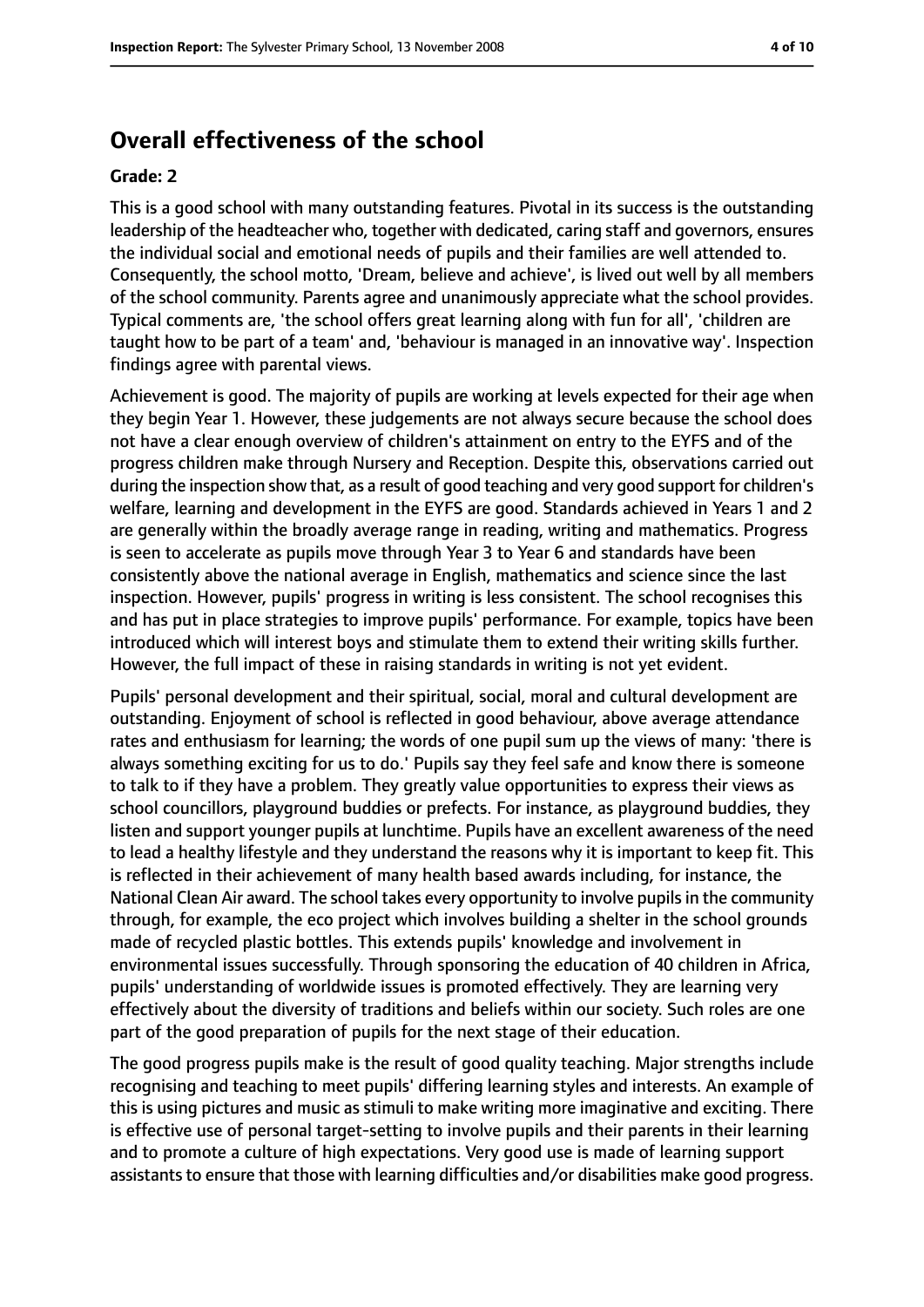## Overall effectiveness of the school

**Grade: 2**

This is a good school with many outstanding features. Pivotal in its success is the outstanding leadership of the headteacher who, together with dedicated, caring staff and governors, ensures the individual social and emotional needs of pupils and their families are well attended to. Consequently, the school motto, 'Dream, believe and achieve', is lived out well by all members of the school community. Parents agree and unanimously appreciate what the school provides. Typical comments are, 'the school offers great learning along with fun for all', 'children are taught how to be part of a team' and, 'behaviour is managed in an innovative way'. Inspection findings agree with parental views.

Achievement is good. The majority of pupils are working at levels expected for their age when they begin Year 1. However, these judgements are not always secure because the school does not have a clear enough overview of children's attainment on entry to the EYFS and of the progress children make through Nursery and Reception. Despite this, observations carried out during the inspection show that, as a result of good teaching and very good support for children's welfare, learning and development in the EYFS are good. Standards achieved in Years 1 and 2 are generally within the broadly average range in reading, writing and mathematics. Progress is seen to accelerate as pupils move through Year 3 to Year 6 and standards have been consistently above the national average in English, mathematics and science since the last inspection. However, pupils' progress in writing is less consistent. The school recognises this and has put in place strategies to improve pupils' performance. For example, topics have been introduced which will interest boys and stimulate them to extend their writing skills further. However, the full impact of these in raising standards in writing is not yet evident.

Pupils' personal development and their spiritual, social, moral and cultural development are outstanding. Enjoyment of school is reflected in good behaviour, above average attendance rates and enthusiasm for learning; the words of one pupil sum up the views of many: 'there is always something exciting for us to do.' Pupils say they feel safe and know there is someone to talk to if they have a problem. They greatly value opportunities to express their views as school councillors, playground buddies or prefects. For instance, as playground buddies, they listen and support younger pupils at lunchtime. Pupils have an excellent awareness of the need to lead a healthy lifestyle and they understand the reasons why it is important to keep fit. This is reflected in their achievement of many health based awards including, for instance, the National Clean Air award. The school takes every opportunity to involve pupils in the community through, for example, the eco project which involves building a shelter in the school grounds made of recycled plastic bottles. This extends pupils' knowledge and involvement in environmental issues successfully. Through sponsoring the education of 40 children in Africa, pupils' understanding of worldwide issues is promoted effectively. They are learning very effectively about the diversity of traditions and beliefs within our society. Such roles are one part of the good preparation of pupils for the next stage of their education.

The good progress pupils make is the result of good quality teaching. Major strengths include recognising and teaching to meet pupils' differing learning styles and interests. An example of this is using pictures and music as stimuli to make writing more imaginative and exciting. There is effective use of personal target-setting to involve pupils and their parents in their learning and to promote a culture of high expectations. Very good use is made of learning support assistants to ensure that those with learning difficulties and/or disabilities make good progress.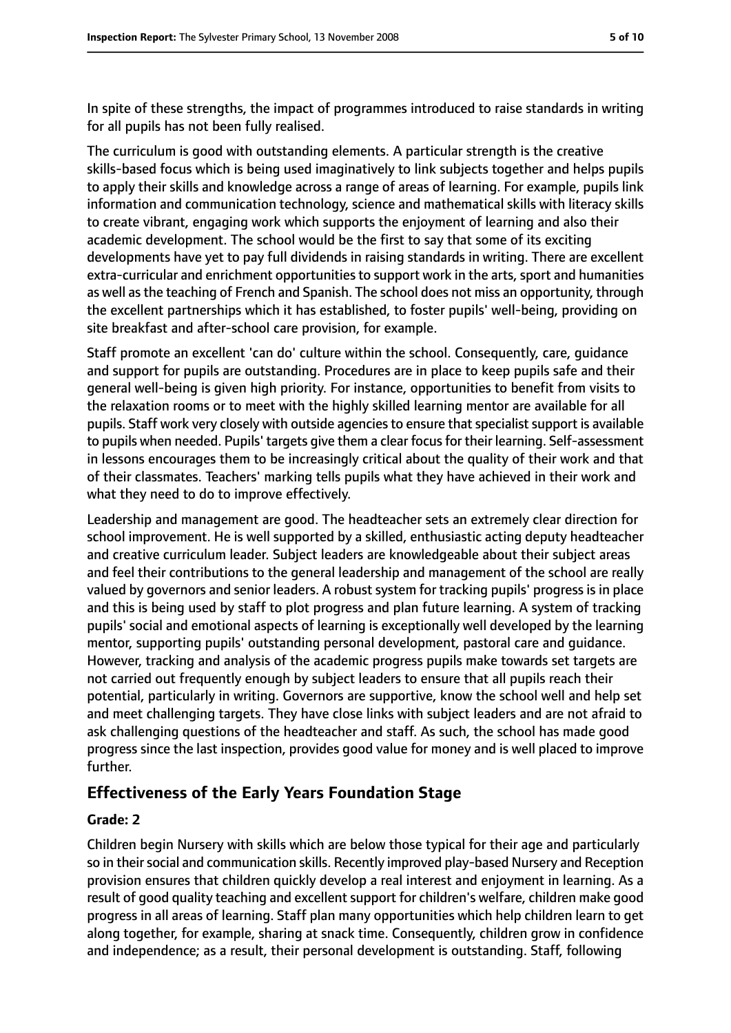In spite of these strengths, the impact of programmes introduced to raise standards in writing for all pupils has not been fully realised.

The curriculum is good with outstanding elements. A particular strength is the creative skills-based focus which is being used imaginatively to link subjects together and helps pupils to apply their skills and knowledge across a range of areas of learning. For example, pupils link information and communication technology, science and mathematical skills with literacy skills to create vibrant, engaging work which supports the enjoyment of learning and also their academic development. The school would be the first to say that some of its exciting developments have yet to pay full dividends in raising standards in writing. There are excellent extra-curricular and enrichment opportunities to support work in the arts, sport and humanities as well as the teaching of French and Spanish. The school does not miss an opportunity, through the excellent partnerships which it has established, to foster pupils' well-being, providing on site breakfast and after-school care provision, for example.

Staff promote an excellent 'can do' culture within the school. Consequently, care, guidance and support for pupils are outstanding. Procedures are in place to keep pupils safe and their general well-being is given high priority. For instance, opportunities to benefit from visits to the relaxation rooms or to meet with the highly skilled learning mentor are available for all pupils. Staff work very closely with outside agencies to ensure that specialist support is available to pupils when needed. Pupils' targets give them a clear focus for their learning. Self-assessment in lessons encourages them to be increasingly critical about the quality of their work and that of their classmates. Teachers' marking tells pupils what they have achieved in their work and what they need to do to improve effectively.

Leadership and management are good. The headteacher sets an extremely clear direction for school improvement. He is well supported by a skilled, enthusiastic acting deputy headteacher and creative curriculum leader. Subject leaders are knowledgeable about their subject areas and feel their contributions to the general leadership and management of the school are really valued by governors and senior leaders. A robust system for tracking pupils' progress is in place and this is being used by staff to plot progress and plan future learning. A system of tracking pupils' social and emotional aspects of learning is exceptionally well developed by the learning mentor, supporting pupils' outstanding personal development, pastoral care and guidance. However, tracking and analysis of the academic progress pupils make towards set targets are not carried out frequently enough by subject leaders to ensure that all pupils reach their potential, particularly in writing. Governors are supportive, know the school well and help set and meet challenging targets. They have close links with subject leaders and are not afraid to ask challenging questions of the headteacher and staff. As such, the school has made good progress since the last inspection, provides good value for money and is well placed to improve further.

## Effectiveness of the Early Years Foundation Stage

### Grade: 2

Children begin Nursery with skills which are below those typical for their age and particularly so in their social and communication skills. Recently improved play-based Nursery and Reception provision ensures that children quickly develop a real interest and enjoyment in learning. As a result of good quality teaching and excellent support for children's welfare, children make good progress in all areas of learning. Staff plan many opportunities which help children learn to get along together, for example, sharing at snack time. Consequently, children grow in confidence and independence; as a result, their personal development is outstanding. Staff, following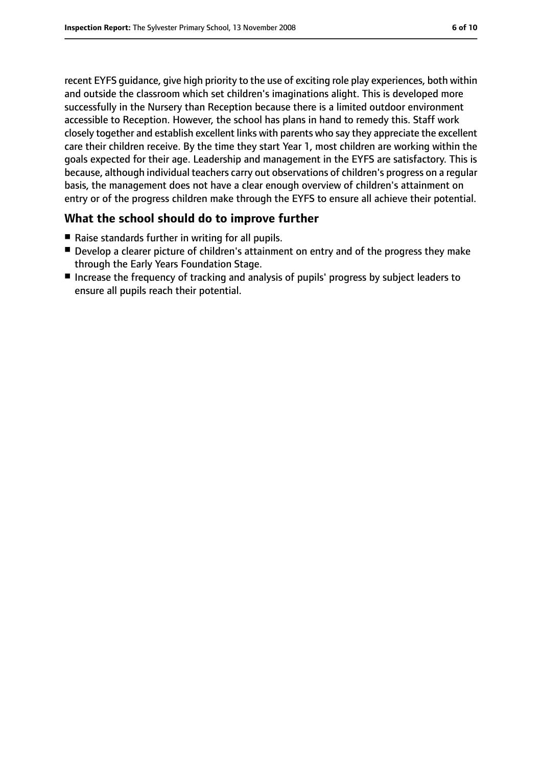recent EYFS guidance, give high priority to the use of exciting role play experiences, both within and outside the classroom which set children's imaginations alight. This is developed more successfully in the Nursery than Reception because there is a limited outdoor environment accessible to Reception. However, the school has plans in hand to remedy this. Staff work closely together and establish excellent links with parents who say they appreciate the excellent care their children receive. By the time they start Year 1, most children are working within the goals expected for their age. Leadership and management in the EYFS are satisfactory. This is because, although individual teachers carry out observations of children's progress on a regular basis, the management does not have a clear enough overview of children's attainment on entry or of the progress children make through the EYFS to ensure all achieve their potential.

## What the school should do to improve further

- Raise standards further in writing for all pupils.
- Develop a clearer picture of children's attainment on entry and of the progress they make through the Early Years Foundation Stage.
- Increase the frequency of tracking and analysis of pupils' progress by subject leaders to ensure all pupils reach their potential.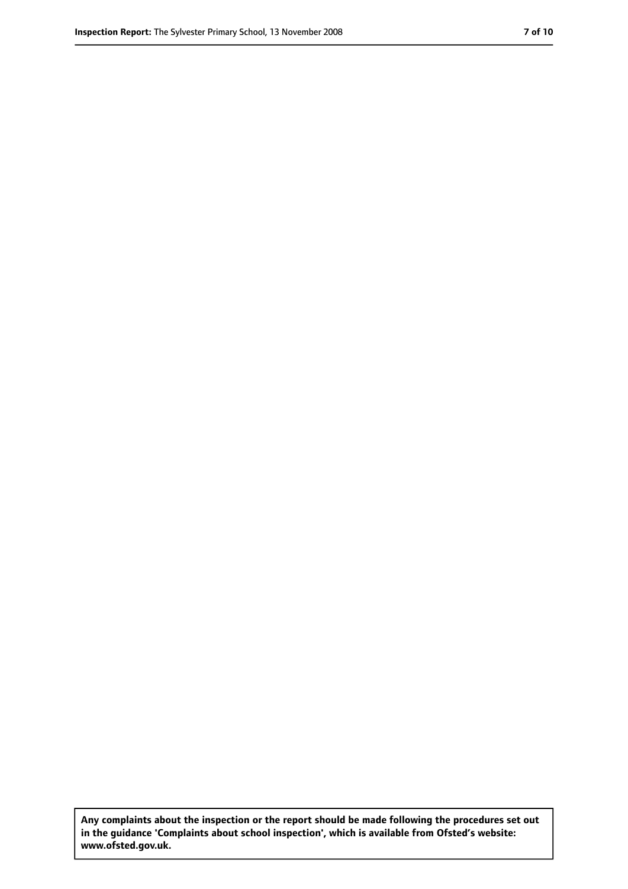**Any complaints about the inspection or the report should be made following the procedures set out in the guidance 'Complaints about school inspection', which is available from Ofsted's website: www.ofsted.gov.uk.**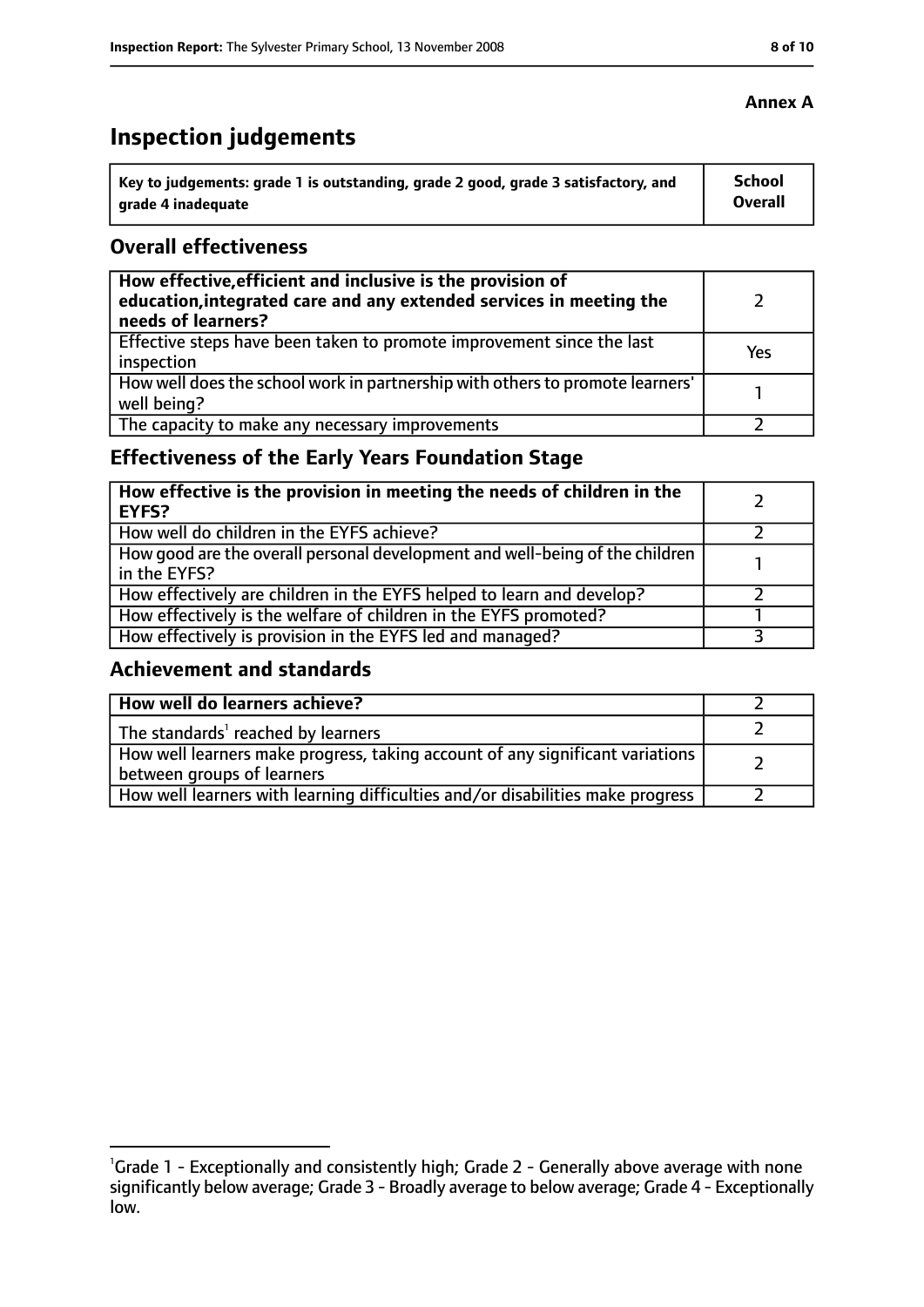**Annex A**

# Inspection judgements

| Key to judgements: grade 1 is outstanding, grade 2 good, grade 3 satisfactory, and grade 4 inadequate | School Overall |
|---|---|

## Overall effectiveness

| | |
|---|---|
| **How effective, efficient and inclusive is the provision of education, integrated care and any extended services in meeting the needs of learners?** | 2 |
| Effective steps have been taken to promote improvement since the last inspection | Yes |
| How well does the school work in partnership with others to promote learners' well being? | 1 |
| The capacity to make any necessary improvements | 2 |

## Effectiveness of the Early Years Foundation Stage

| | |
|---|---|
| **How effective is the provision in meeting the needs of children in the EYFS?** | 2 |
| How well do children in the EYFS achieve? | 2 |
| How good are the overall personal development and well-being of the children in the EYFS? | 1 |
| How effectively are children in the EYFS helped to learn and develop? | 2 |
| How effectively is the welfare of children in the EYFS promoted? | 1 |
| How effectively is provision in the EYFS led and managed? | 3 |

## Achievement and standards

| | |
|---|---|
| **How well do learners achieve?** | 2 |
| The standards[1] reached by learners | 2 |
| How well learners make progress, taking account of any significant variations between groups of learners | 2 |
| How well learners with learning difficulties and/or disabilities make progress | 2 |

[1]Grade 1 - Exceptionally and consistently high; Grade 2 - Generally above average with none significantly below average; Grade 3 - Broadly average to below average; Grade 4 - Exceptionally low.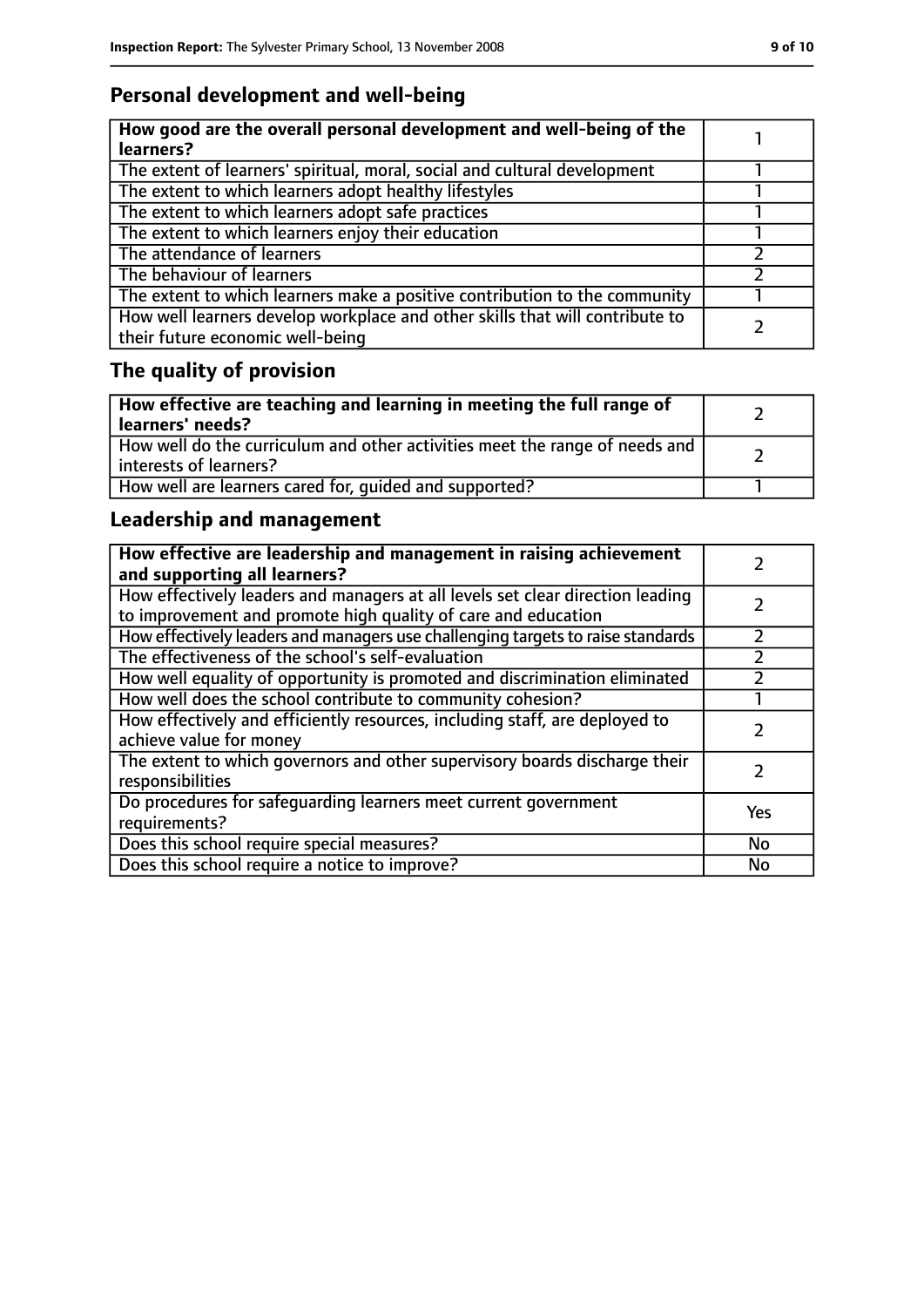## Personal development and well-being

| How good are the overall personal development and well-being of the learners? | 1 |
|---|---|
| The extent of learners' spiritual, moral, social and cultural development | 1 |
| The extent to which learners adopt healthy lifestyles | 1 |
| The extent to which learners adopt safe practices | 1 |
| The extent to which learners enjoy their education | 1 |
| The attendance of learners | 2 |
| The behaviour of learners | 2 |
| The extent to which learners make a positive contribution to the community | 1 |
| How well learners develop workplace and other skills that will contribute to their future economic well-being | 2 |

## The quality of provision

| How effective are teaching and learning in meeting the full range of learners' needs? | 2 |
|---|---|
| How well do the curriculum and other activities meet the range of needs and interests of learners? | 2 |
| How well are learners cared for, guided and supported? | 1 |

## Leadership and management

| How effective are leadership and management in raising achievement and supporting all learners? | 2 |
|---|---|
| How effectively leaders and managers at all levels set clear direction leading to improvement and promote high quality of care and education | 2 |
| How effectively leaders and managers use challenging targets to raise standards | 2 |
| The effectiveness of the school's self-evaluation | 2 |
| How well equality of opportunity is promoted and discrimination eliminated | 2 |
| How well does the school contribute to community cohesion? | 1 |
| How effectively and efficiently resources, including staff, are deployed to achieve value for money | 2 |
| The extent to which governors and other supervisory boards discharge their responsibilities | 2 |
| Do procedures for safeguarding learners meet current government requirements? | Yes |
| Does this school require special measures? | No |
| Does this school require a notice to improve? | No |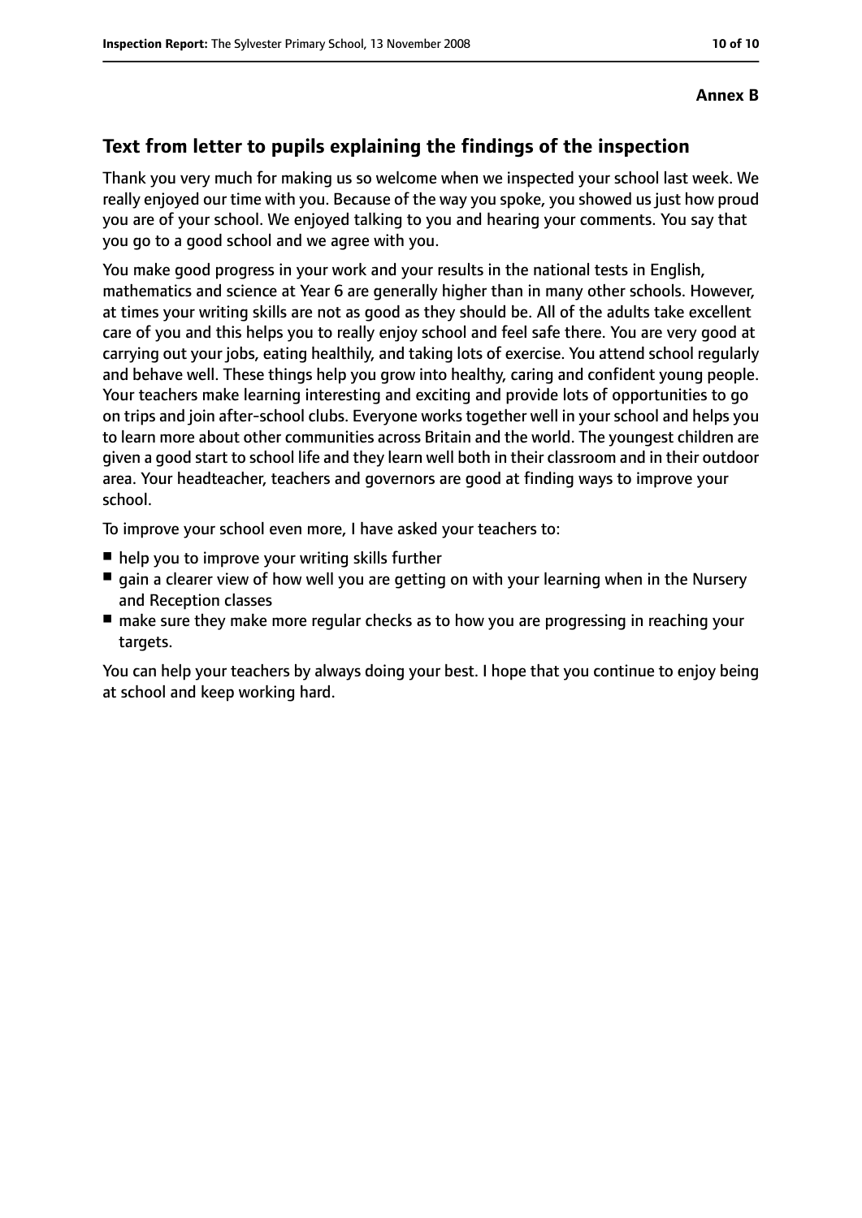**Annex B**

## Text from letter to pupils explaining the findings of the inspection

Thank you very much for making us so welcome when we inspected your school last week. We really enjoyed our time with you. Because of the way you spoke, you showed us just how proud you are of your school. We enjoyed talking to you and hearing your comments. You say that you go to a good school and we agree with you.

You make good progress in your work and your results in the national tests in English, mathematics and science at Year 6 are generally higher than in many other schools. However, at times your writing skills are not as good as they should be. All of the adults take excellent care of you and this helps you to really enjoy school and feel safe there. You are very good at carrying out your jobs, eating healthily, and taking lots of exercise. You attend school regularly and behave well. These things help you grow into healthy, caring and confident young people. Your teachers make learning interesting and exciting and provide lots of opportunities to go on trips and join after-school clubs. Everyone works together well in your school and helps you to learn more about other communities across Britain and the world. The youngest children are given a good start to school life and they learn well both in their classroom and in their outdoor area. Your headteacher, teachers and governors are good at finding ways to improve your school.

To improve your school even more, I have asked your teachers to:

- help you to improve your writing skills further
- gain a clearer view of how well you are getting on with your learning when in the Nursery and Reception classes
- make sure they make more regular checks as to how you are progressing in reaching your targets.

You can help your teachers by always doing your best. I hope that you continue to enjoy being at school and keep working hard.